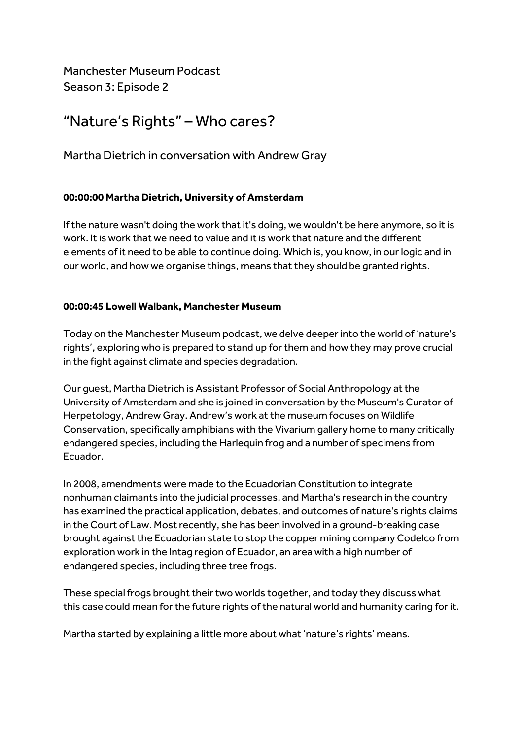Manchester Museum Podcast
Season 3: Episode 2

# "Nature's Rights" – Who cares?

## Martha Dietrich in conversation with Andrew Gray

**00:00:00 Martha Dietrich, University of Amsterdam**

If the nature wasn't doing the work that it's doing, we wouldn't be here anymore, so it is work. It is work that we need to value and it is work that nature and the different elements of it need to be able to continue doing. Which is, you know, in our logic and in our world, and how we organise things, means that they should be granted rights.

**00:00:45 Lowell Walbank, Manchester Museum**

Today on the Manchester Museum podcast, we delve deeper into the world of 'nature's rights', exploring who is prepared to stand up for them and how they may prove crucial in the fight against climate and species degradation.

Our guest, Martha Dietrich is Assistant Professor of Social Anthropology at the University of Amsterdam and she is joined in conversation by the Museum's Curator of Herpetology, Andrew Gray. Andrew's work at the museum focuses on Wildlife Conservation, specifically amphibians with the Vivarium gallery home to many critically endangered species, including the Harlequin frog and a number of specimens from Ecuador.

In 2008, amendments were made to the Ecuadorian Constitution to integrate nonhuman claimants into the judicial processes, and Martha's research in the country has examined the practical application, debates, and outcomes of nature's rights claims in the Court of Law. Most recently, she has been involved in a ground-breaking case brought against the Ecuadorian state to stop the copper mining company Codelco from exploration work in the Intag region of Ecuador, an area with a high number of endangered species, including three tree frogs.

These special frogs brought their two worlds together, and today they discuss what this case could mean for the future rights of the natural world and humanity caring for it.

Martha started by explaining a little more about what 'nature's rights' means.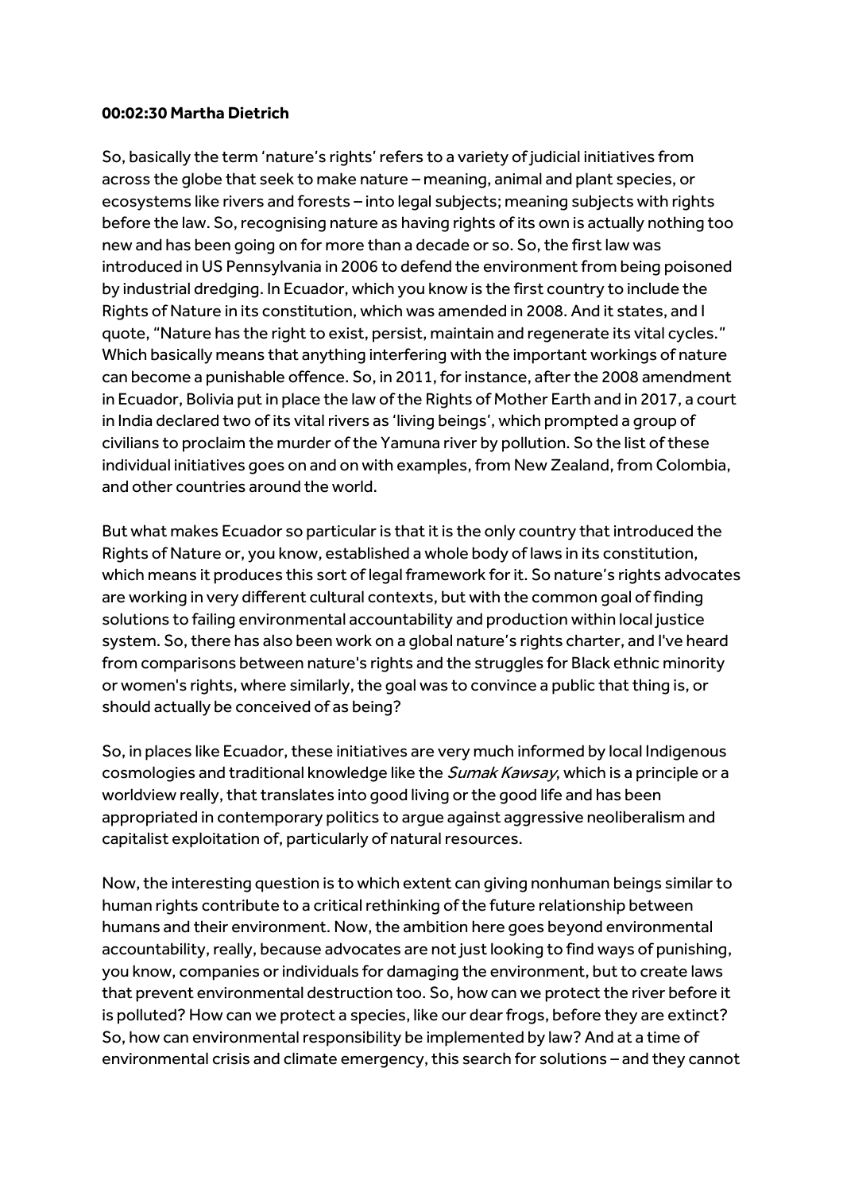**00:02:30 Martha Dietrich**

So, basically the term 'nature's rights' refers to a variety of judicial initiatives from across the globe that seek to make nature – meaning, animal and plant species, or ecosystems like rivers and forests – into legal subjects; meaning subjects with rights before the law. So, recognising nature as having rights of its own is actually nothing too new and has been going on for more than a decade or so. So, the first law was introduced in US Pennsylvania in 2006 to defend the environment from being poisoned by industrial dredging. In Ecuador, which you know is the first country to include the Rights of Nature in its constitution, which was amended in 2008. And it states, and I quote, "Nature has the right to exist, persist, maintain and regenerate its vital cycles." Which basically means that anything interfering with the important workings of nature can become a punishable offence. So, in 2011, for instance, after the 2008 amendment in Ecuador, Bolivia put in place the law of the Rights of Mother Earth and in 2017, a court in India declared two of its vital rivers as 'living beings', which prompted a group of civilians to proclaim the murder of the Yamuna river by pollution. So the list of these individual initiatives goes on and on with examples, from New Zealand, from Colombia, and other countries around the world.

But what makes Ecuador so particular is that it is the only country that introduced the Rights of Nature or, you know, established a whole body of laws in its constitution, which means it produces this sort of legal framework for it. So nature's rights advocates are working in very different cultural contexts, but with the common goal of finding solutions to failing environmental accountability and production within local justice system. So, there has also been work on a global nature's rights charter, and I've heard from comparisons between nature's rights and the struggles for Black ethnic minority or women's rights, where similarly, the goal was to convince a public that thing is, or should actually be conceived of as being?

So, in places like Ecuador, these initiatives are very much informed by local Indigenous cosmologies and traditional knowledge like the *Sumak Kawsay*, which is a principle or a worldview really, that translates into good living or the good life and has been appropriated in contemporary politics to argue against aggressive neoliberalism and capitalist exploitation of, particularly of natural resources.

Now, the interesting question is to which extent can giving nonhuman beings similar to human rights contribute to a critical rethinking of the future relationship between humans and their environment. Now, the ambition here goes beyond environmental accountability, really, because advocates are not just looking to find ways of punishing, you know, companies or individuals for damaging the environment, but to create laws that prevent environmental destruction too. So, how can we protect the river before it is polluted? How can we protect a species, like our dear frogs, before they are extinct? So, how can environmental responsibility be implemented by law? And at a time of environmental crisis and climate emergency, this search for solutions – and they cannot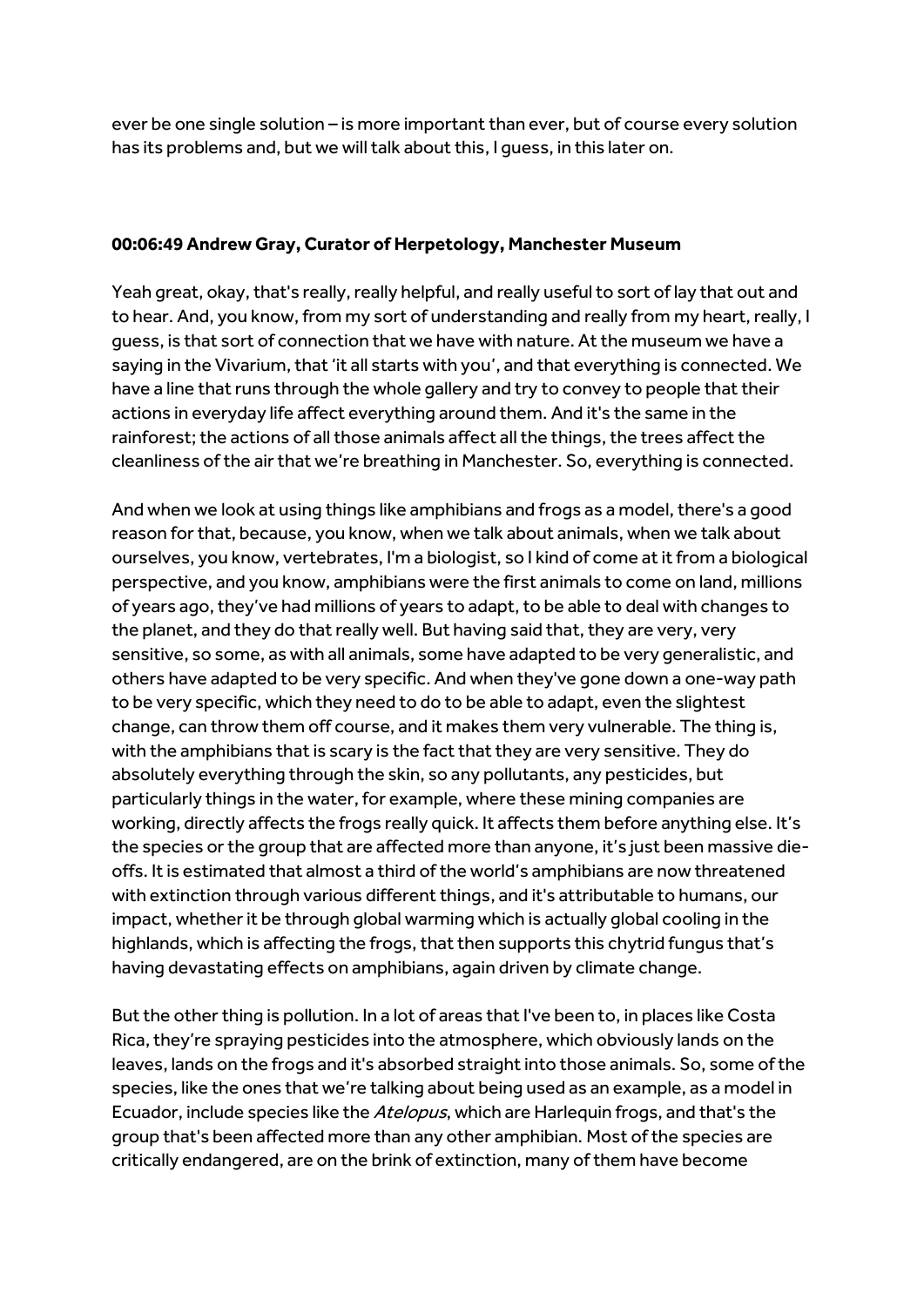ever be one single solution – is more important than ever, but of course every solution has its problems and, but we will talk about this, I guess, in this later on.

**00:06:49 Andrew Gray, Curator of Herpetology, Manchester Museum**

Yeah great, okay, that's really, really helpful, and really useful to sort of lay that out and to hear. And, you know, from my sort of understanding and really from my heart, really, I guess, is that sort of connection that we have with nature. At the museum we have a saying in the Vivarium, that 'it all starts with you', and that everything is connected. We have a line that runs through the whole gallery and try to convey to people that their actions in everyday life affect everything around them. And it's the same in the rainforest; the actions of all those animals affect all the things, the trees affect the cleanliness of the air that we're breathing in Manchester. So, everything is connected.

And when we look at using things like amphibians and frogs as a model, there's a good reason for that, because, you know, when we talk about animals, when we talk about ourselves, you know, vertebrates, I'm a biologist, so I kind of come at it from a biological perspective, and you know, amphibians were the first animals to come on land, millions of years ago, they've had millions of years to adapt, to be able to deal with changes to the planet, and they do that really well. But having said that, they are very, very sensitive, so some, as with all animals, some have adapted to be very generalistic, and others have adapted to be very specific. And when they've gone down a one-way path to be very specific, which they need to do to be able to adapt, even the slightest change, can throw them off course, and it makes them very vulnerable. The thing is, with the amphibians that is scary is the fact that they are very sensitive. They do absolutely everything through the skin, so any pollutants, any pesticides, but particularly things in the water, for example, where these mining companies are working, directly affects the frogs really quick. It affects them before anything else. It's the species or the group that are affected more than anyone, it's just been massive die-offs. It is estimated that almost a third of the world's amphibians are now threatened with extinction through various different things, and it's attributable to humans, our impact, whether it be through global warming which is actually global cooling in the highlands, which is affecting the frogs, that then supports this chytrid fungus that's having devastating effects on amphibians, again driven by climate change.

But the other thing is pollution. In a lot of areas that I've been to, in places like Costa Rica, they're spraying pesticides into the atmosphere, which obviously lands on the leaves, lands on the frogs and it's absorbed straight into those animals. So, some of the species, like the ones that we're talking about being used as an example, as a model in Ecuador, include species like the *Atelopus*, which are Harlequin frogs, and that's the group that's been affected more than any other amphibian. Most of the species are critically endangered, are on the brink of extinction, many of them have become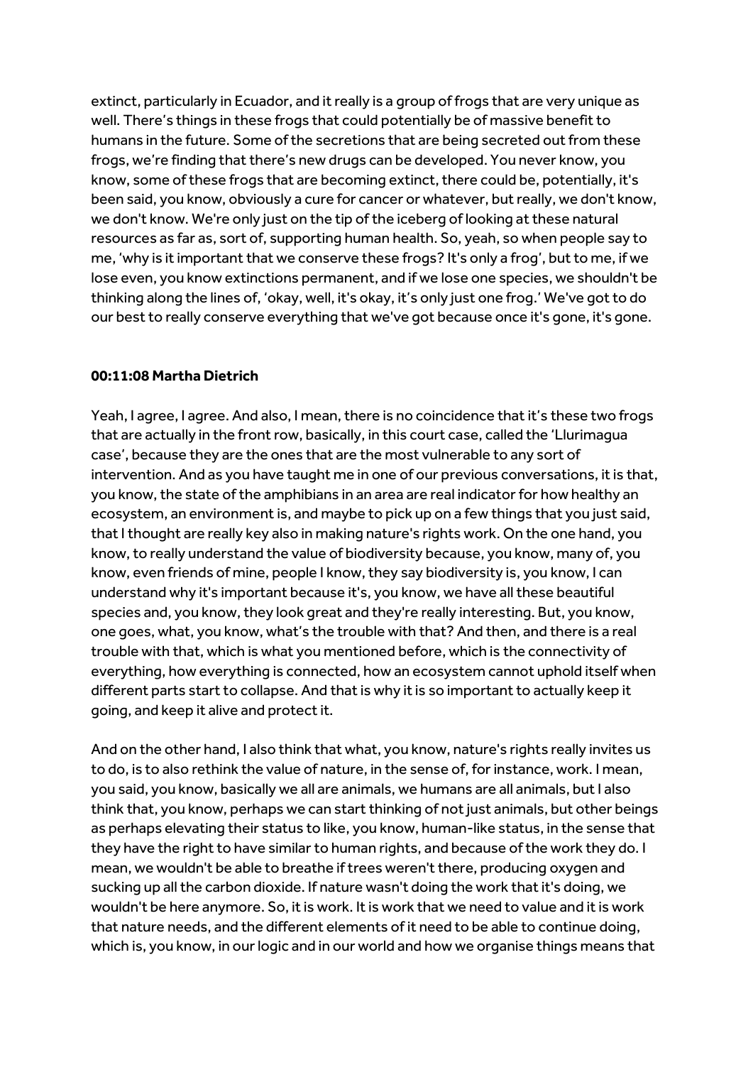extinct, particularly in Ecuador, and it really is a group of frogs that are very unique as well. There's things in these frogs that could potentially be of massive benefit to humans in the future. Some of the secretions that are being secreted out from these frogs, we're finding that there's new drugs can be developed. You never know, you know, some of these frogs that are becoming extinct, there could be, potentially, it's been said, you know, obviously a cure for cancer or whatever, but really, we don't know, we don't know. We're only just on the tip of the iceberg of looking at these natural resources as far as, sort of, supporting human health. So, yeah, so when people say to me, 'why is it important that we conserve these frogs? It's only a frog', but to me, if we lose even, you know extinctions permanent, and if we lose one species, we shouldn't be thinking along the lines of, 'okay, well, it's okay, it's only just one frog.' We've got to do our best to really conserve everything that we've got because once it's gone, it's gone.

**00:11:08 Martha Dietrich**

Yeah, I agree, I agree. And also, I mean, there is no coincidence that it's these two frogs that are actually in the front row, basically, in this court case, called the 'Llurimagua case', because they are the ones that are the most vulnerable to any sort of intervention. And as you have taught me in one of our previous conversations, it is that, you know, the state of the amphibians in an area are real indicator for how healthy an ecosystem, an environment is, and maybe to pick up on a few things that you just said, that I thought are really key also in making nature's rights work. On the one hand, you know, to really understand the value of biodiversity because, you know, many of, you know, even friends of mine, people I know, they say biodiversity is, you know, I can understand why it's important because it's, you know, we have all these beautiful species and, you know, they look great and they're really interesting. But, you know, one goes, what, you know, what's the trouble with that? And then, and there is a real trouble with that, which is what you mentioned before, which is the connectivity of everything, how everything is connected, how an ecosystem cannot uphold itself when different parts start to collapse. And that is why it is so important to actually keep it going, and keep it alive and protect it.

And on the other hand, I also think that what, you know, nature's rights really invites us to do, is to also rethink the value of nature, in the sense of, for instance, work. I mean, you said, you know, basically we all are animals, we humans are all animals, but I also think that, you know, perhaps we can start thinking of not just animals, but other beings as perhaps elevating their status to like, you know, human-like status, in the sense that they have the right to have similar to human rights, and because of the work they do. I mean, we wouldn't be able to breathe if trees weren't there, producing oxygen and sucking up all the carbon dioxide. If nature wasn't doing the work that it's doing, we wouldn't be here anymore. So, it is work. It is work that we need to value and it is work that nature needs, and the different elements of it need to be able to continue doing, which is, you know, in our logic and in our world and how we organise things means that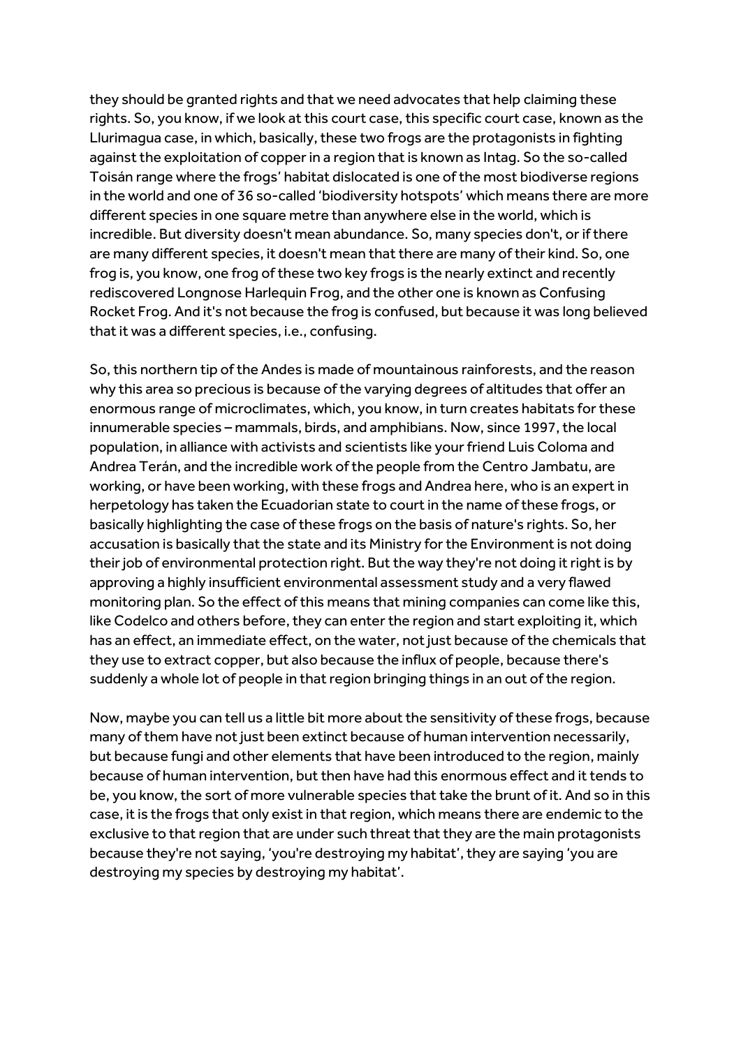they should be granted rights and that we need advocates that help claiming these rights. So, you know, if we look at this court case, this specific court case, known as the Llurimagua case, in which, basically, these two frogs are the protagonists in fighting against the exploitation of copper in a region that is known as Intag. So the so-called Toisán range where the frogs' habitat dislocated is one of the most biodiverse regions in the world and one of 36 so-called 'biodiversity hotspots' which means there are more different species in one square metre than anywhere else in the world, which is incredible. But diversity doesn't mean abundance. So, many species don't, or if there are many different species, it doesn't mean that there are many of their kind. So, one frog is, you know, one frog of these two key frogs is the nearly extinct and recently rediscovered Longnose Harlequin Frog, and the other one is known as Confusing Rocket Frog. And it's not because the frog is confused, but because it was long believed that it was a different species, i.e., confusing.

So, this northern tip of the Andes is made of mountainous rainforests, and the reason why this area so precious is because of the varying degrees of altitudes that offer an enormous range of microclimates, which, you know, in turn creates habitats for these innumerable species – mammals, birds, and amphibians. Now, since 1997, the local population, in alliance with activists and scientists like your friend Luis Coloma and Andrea Terán, and the incredible work of the people from the Centro Jambatu, are working, or have been working, with these frogs and Andrea here, who is an expert in herpetology has taken the Ecuadorian state to court in the name of these frogs, or basically highlighting the case of these frogs on the basis of nature's rights. So, her accusation is basically that the state and its Ministry for the Environment is not doing their job of environmental protection right. But the way they're not doing it right is by approving a highly insufficient environmental assessment study and a very flawed monitoring plan. So the effect of this means that mining companies can come like this, like Codelco and others before, they can enter the region and start exploiting it, which has an effect, an immediate effect, on the water, not just because of the chemicals that they use to extract copper, but also because the influx of people, because there's suddenly a whole lot of people in that region bringing things in an out of the region.

Now, maybe you can tell us a little bit more about the sensitivity of these frogs, because many of them have not just been extinct because of human intervention necessarily, but because fungi and other elements that have been introduced to the region, mainly because of human intervention, but then have had this enormous effect and it tends to be, you know, the sort of more vulnerable species that take the brunt of it. And so in this case, it is the frogs that only exist in that region, which means there are endemic to the exclusive to that region that are under such threat that they are the main protagonists because they're not saying, 'you're destroying my habitat', they are saying 'you are destroying my species by destroying my habitat'.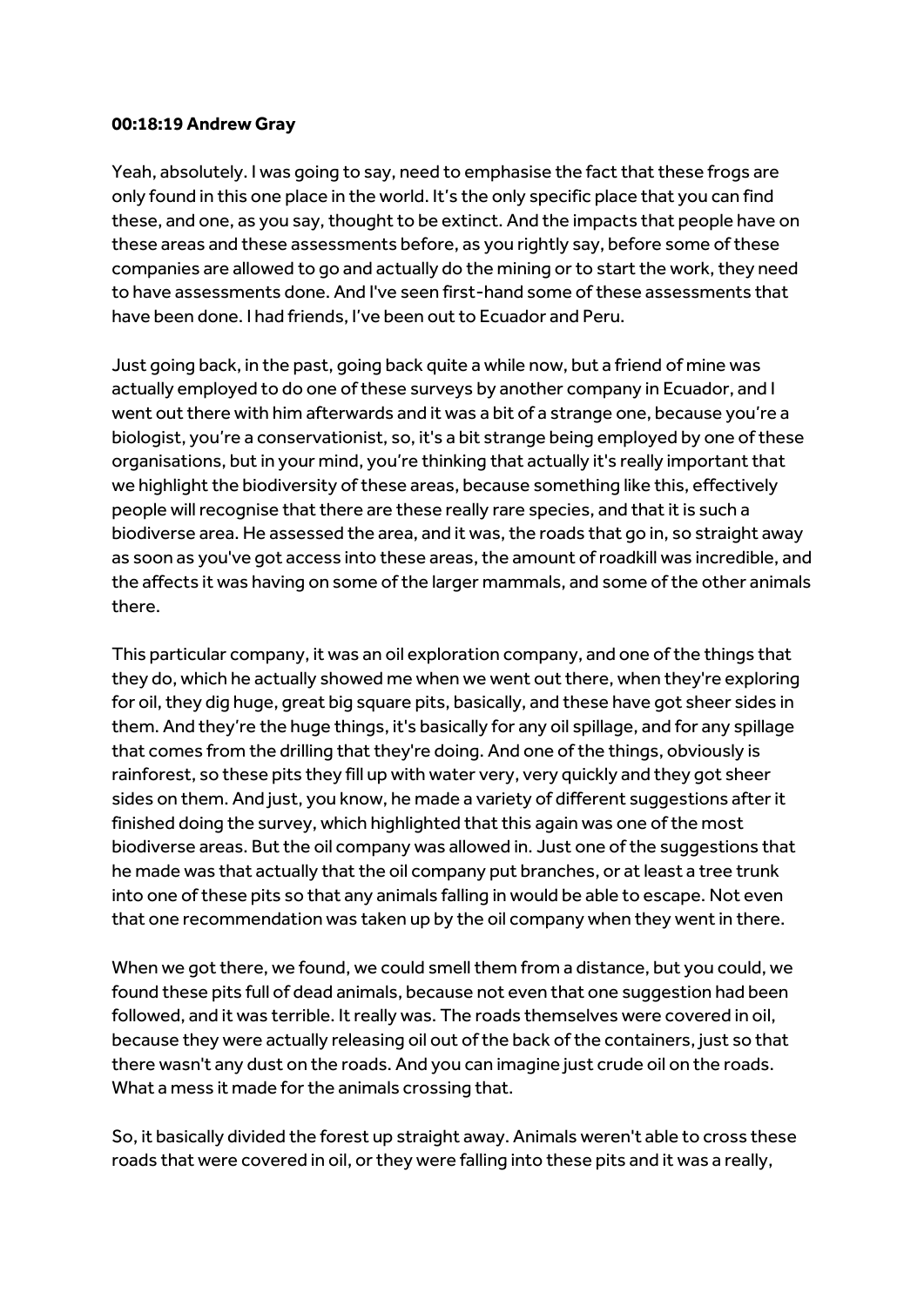**00:18:19 Andrew Gray**

Yeah, absolutely. I was going to say, need to emphasise the fact that these frogs are only found in this one place in the world. It's the only specific place that you can find these, and one, as you say, thought to be extinct. And the impacts that people have on these areas and these assessments before, as you rightly say, before some of these companies are allowed to go and actually do the mining or to start the work, they need to have assessments done. And I've seen first-hand some of these assessments that have been done. I had friends, I've been out to Ecuador and Peru.

Just going back, in the past, going back quite a while now, but a friend of mine was actually employed to do one of these surveys by another company in Ecuador, and I went out there with him afterwards and it was a bit of a strange one, because you're a biologist, you're a conservationist, so, it's a bit strange being employed by one of these organisations, but in your mind, you're thinking that actually it's really important that we highlight the biodiversity of these areas, because something like this, effectively people will recognise that there are these really rare species, and that it is such a biodiverse area. He assessed the area, and it was, the roads that go in, so straight away as soon as you've got access into these areas, the amount of roadkill was incredible, and the affects it was having on some of the larger mammals, and some of the other animals there.

This particular company, it was an oil exploration company, and one of the things that they do, which he actually showed me when we went out there, when they're exploring for oil, they dig huge, great big square pits, basically, and these have got sheer sides in them. And they're the huge things, it's basically for any oil spillage, and for any spillage that comes from the drilling that they're doing. And one of the things, obviously is rainforest, so these pits they fill up with water very, very quickly and they got sheer sides on them. And just, you know, he made a variety of different suggestions after it finished doing the survey, which highlighted that this again was one of the most biodiverse areas. But the oil company was allowed in. Just one of the suggestions that he made was that actually that the oil company put branches, or at least a tree trunk into one of these pits so that any animals falling in would be able to escape. Not even that one recommendation was taken up by the oil company when they went in there.

When we got there, we found, we could smell them from a distance, but you could, we found these pits full of dead animals, because not even that one suggestion had been followed, and it was terrible. It really was. The roads themselves were covered in oil, because they were actually releasing oil out of the back of the containers, just so that there wasn't any dust on the roads. And you can imagine just crude oil on the roads. What a mess it made for the animals crossing that.

So, it basically divided the forest up straight away. Animals weren't able to cross these roads that were covered in oil, or they were falling into these pits and it was a really,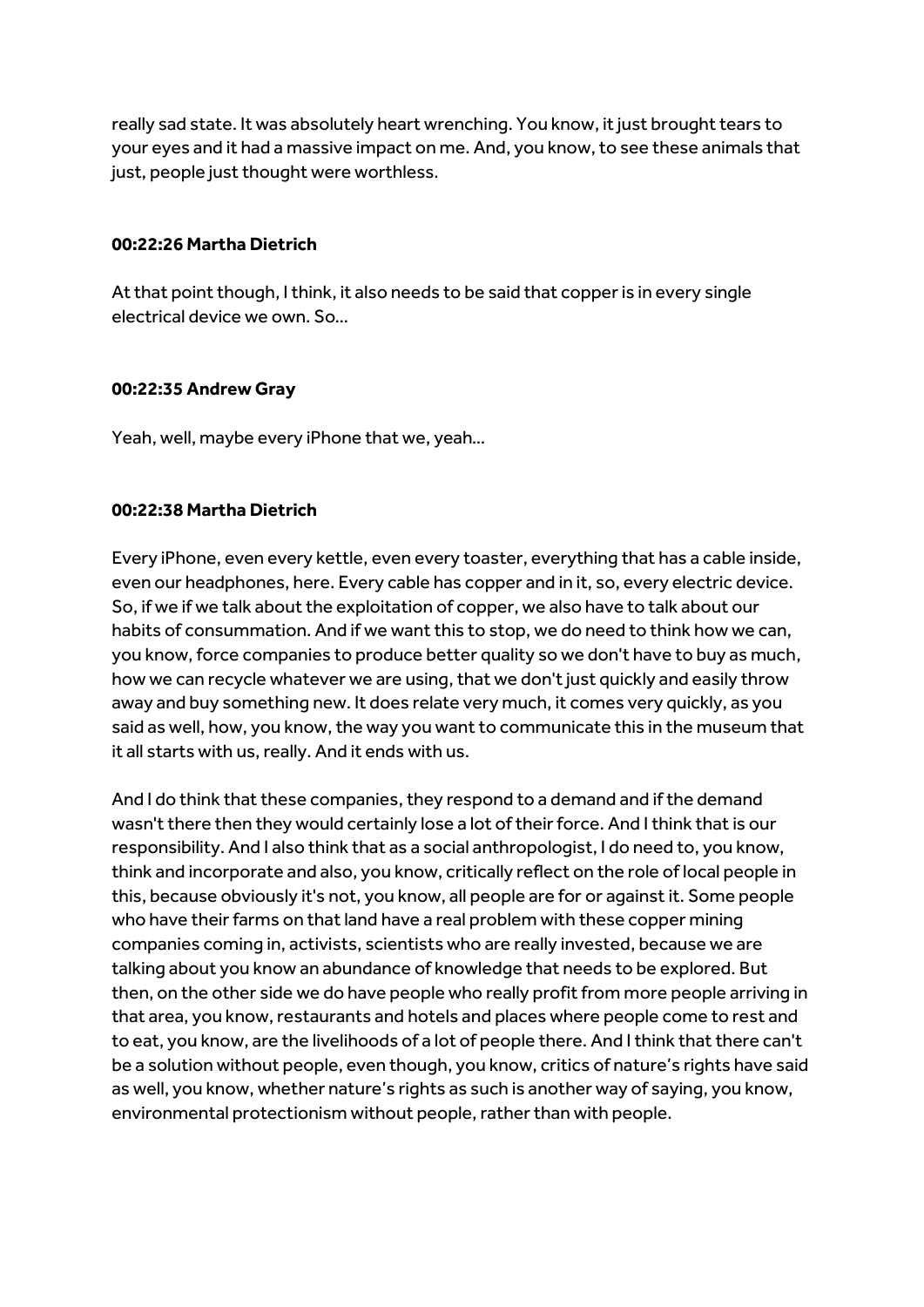really sad state. It was absolutely heart wrenching. You know, it just brought tears to your eyes and it had a massive impact on me. And, you know, to see these animals that just, people just thought were worthless.

**00:22:26 Martha Dietrich**

At that point though, I think, it also needs to be said that copper is in every single electrical device we own. So...

**00:22:35 Andrew Gray**

Yeah, well, maybe every iPhone that we, yeah...

**00:22:38 Martha Dietrich**

Every iPhone, even every kettle, even every toaster, everything that has a cable inside, even our headphones, here. Every cable has copper and in it, so, every electric device. So, if we if we talk about the exploitation of copper, we also have to talk about our habits of consummation. And if we want this to stop, we do need to think how we can, you know, force companies to produce better quality so we don't have to buy as much, how we can recycle whatever we are using, that we don't just quickly and easily throw away and buy something new. It does relate very much, it comes very quickly, as you said as well, how, you know, the way you want to communicate this in the museum that it all starts with us, really. And it ends with us.

And I do think that these companies, they respond to a demand and if the demand wasn't there then they would certainly lose a lot of their force. And I think that is our responsibility. And I also think that as a social anthropologist, I do need to, you know, think and incorporate and also, you know, critically reflect on the role of local people in this, because obviously it's not, you know, all people are for or against it. Some people who have their farms on that land have a real problem with these copper mining companies coming in, activists, scientists who are really invested, because we are talking about you know an abundance of knowledge that needs to be explored. But then, on the other side we do have people who really profit from more people arriving in that area, you know, restaurants and hotels and places where people come to rest and to eat, you know, are the livelihoods of a lot of people there. And I think that there can't be a solution without people, even though, you know, critics of nature's rights have said as well, you know, whether nature's rights as such is another way of saying, you know, environmental protectionism without people, rather than with people.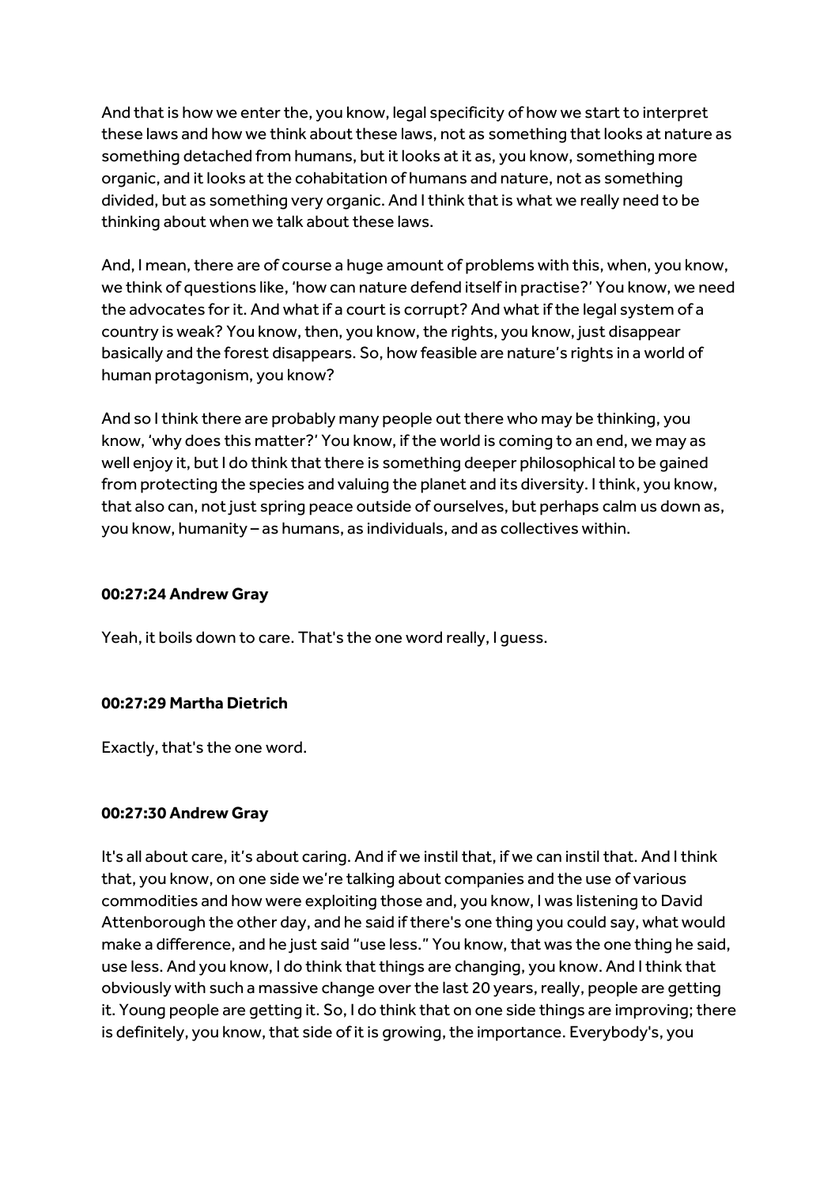And that is how we enter the, you know, legal specificity of how we start to interpret these laws and how we think about these laws, not as something that looks at nature as something detached from humans, but it looks at it as, you know, something more organic, and it looks at the cohabitation of humans and nature, not as something divided, but as something very organic. And I think that is what we really need to be thinking about when we talk about these laws.

And, I mean, there are of course a huge amount of problems with this, when, you know, we think of questions like, 'how can nature defend itself in practise?' You know, we need the advocates for it. And what if a court is corrupt? And what if the legal system of a country is weak? You know, then, you know, the rights, you know, just disappear basically and the forest disappears. So, how feasible are nature's rights in a world of human protagonism, you know?

And so I think there are probably many people out there who may be thinking, you know, 'why does this matter?' You know, if the world is coming to an end, we may as well enjoy it, but I do think that there is something deeper philosophical to be gained from protecting the species and valuing the planet and its diversity. I think, you know, that also can, not just spring peace outside of ourselves, but perhaps calm us down as, you know, humanity – as humans, as individuals, and as collectives within.

**00:27:24 Andrew Gray**

Yeah, it boils down to care. That's the one word really, I guess.

**00:27:29 Martha Dietrich**

Exactly, that's the one word.

**00:27:30 Andrew Gray**

It's all about care, it's about caring. And if we instil that, if we can instil that. And I think that, you know, on one side we're talking about companies and the use of various commodities and how were exploiting those and, you know, I was listening to David Attenborough the other day, and he said if there's one thing you could say, what would make a difference, and he just said "use less." You know, that was the one thing he said, use less. And you know, I do think that things are changing, you know. And I think that obviously with such a massive change over the last 20 years, really, people are getting it. Young people are getting it. So, I do think that on one side things are improving; there is definitely, you know, that side of it is growing, the importance. Everybody's, you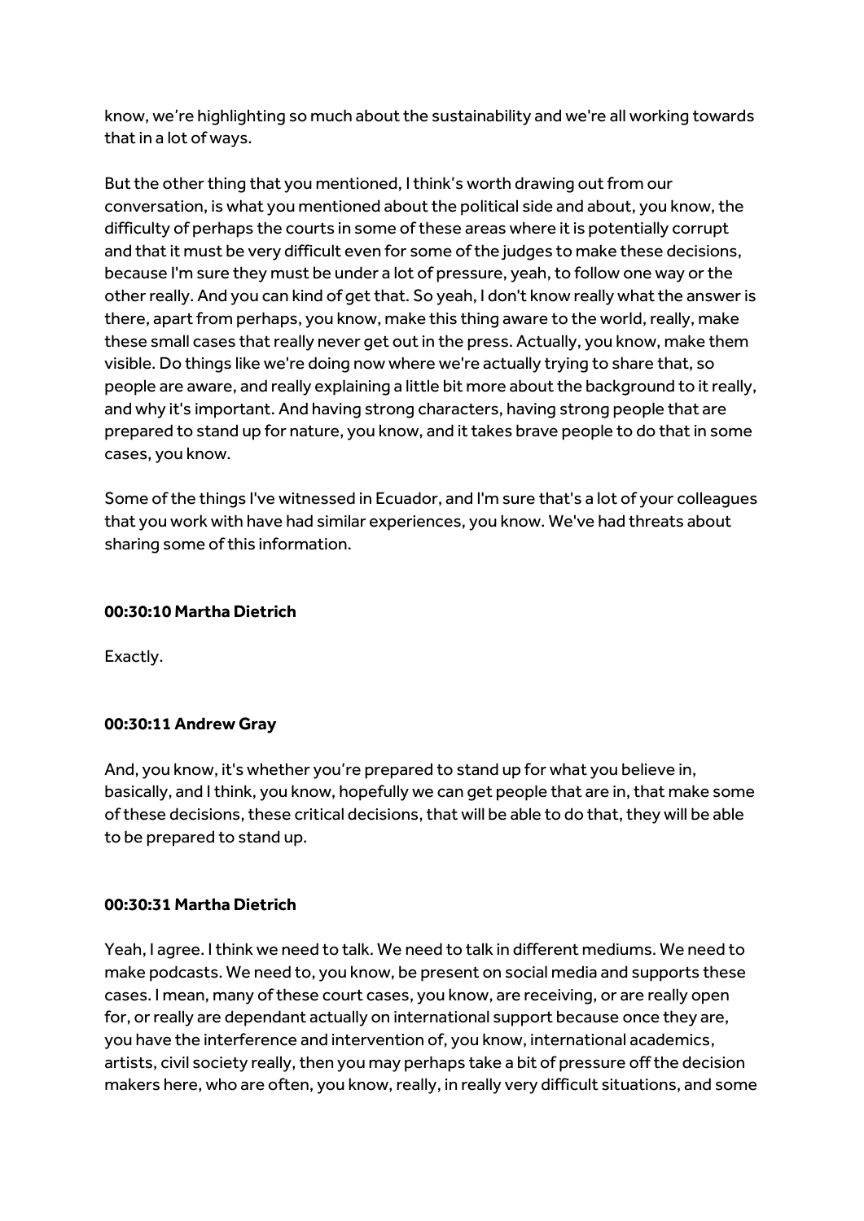know, we're highlighting so much about the sustainability and we're all working towards that in a lot of ways.

But the other thing that you mentioned, I think's worth drawing out from our conversation, is what you mentioned about the political side and about, you know, the difficulty of perhaps the courts in some of these areas where it is potentially corrupt and that it must be very difficult even for some of the judges to make these decisions, because I'm sure they must be under a lot of pressure, yeah, to follow one way or the other really. And you can kind of get that. So yeah, I don't know really what the answer is there, apart from perhaps, you know, make this thing aware to the world, really, make these small cases that really never get out in the press. Actually, you know, make them visible. Do things like we're doing now where we're actually trying to share that, so people are aware, and really explaining a little bit more about the background to it really, and why it's important. And having strong characters, having strong people that are prepared to stand up for nature, you know, and it takes brave people to do that in some cases, you know.

Some of the things I've witnessed in Ecuador, and I'm sure that's a lot of your colleagues that you work with have had similar experiences, you know. We've had threats about sharing some of this information.

**00:30:10 Martha Dietrich**

Exactly.

**00:30:11 Andrew Gray**

And, you know, it's whether you're prepared to stand up for what you believe in, basically, and I think, you know, hopefully we can get people that are in, that make some of these decisions, these critical decisions, that will be able to do that, they will be able to be prepared to stand up.

**00:30:31 Martha Dietrich**

Yeah, I agree. I think we need to talk. We need to talk in different mediums. We need to make podcasts. We need to, you know, be present on social media and supports these cases. I mean, many of these court cases, you know, are receiving, or are really open for, or really are dependant actually on international support because once they are, you have the interference and intervention of, you know, international academics, artists, civil society really, then you may perhaps take a bit of pressure off the decision makers here, who are often, you know, really, in really very difficult situations, and some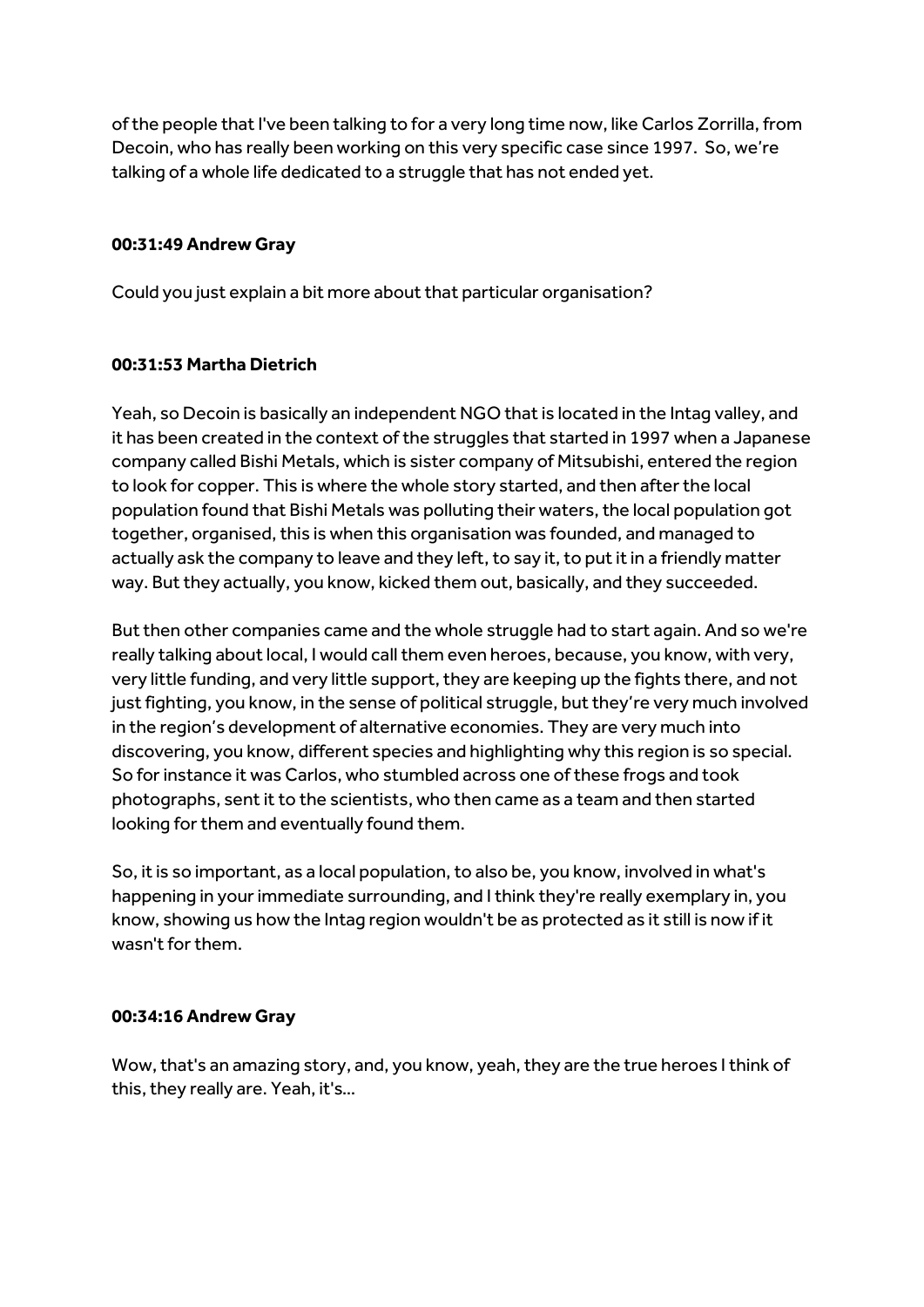of the people that I've been talking to for a very long time now, like Carlos Zorrilla, from Decoin, who has really been working on this very specific case since 1997. So, we're talking of a whole life dedicated to a struggle that has not ended yet.

**00:31:49 Andrew Gray**

Could you just explain a bit more about that particular organisation?

**00:31:53 Martha Dietrich**

Yeah, so Decoin is basically an independent NGO that is located in the Intag valley, and it has been created in the context of the struggles that started in 1997 when a Japanese company called Bishi Metals, which is sister company of Mitsubishi, entered the region to look for copper. This is where the whole story started, and then after the local population found that Bishi Metals was polluting their waters, the local population got together, organised, this is when this organisation was founded, and managed to actually ask the company to leave and they left, to say it, to put it in a friendly matter way. But they actually, you know, kicked them out, basically, and they succeeded.

But then other companies came and the whole struggle had to start again. And so we're really talking about local, I would call them even heroes, because, you know, with very, very little funding, and very little support, they are keeping up the fights there, and not just fighting, you know, in the sense of political struggle, but they're very much involved in the region's development of alternative economies. They are very much into discovering, you know, different species and highlighting why this region is so special. So for instance it was Carlos, who stumbled across one of these frogs and took photographs, sent it to the scientists, who then came as a team and then started looking for them and eventually found them.

So, it is so important, as a local population, to also be, you know, involved in what's happening in your immediate surrounding, and I think they're really exemplary in, you know, showing us how the Intag region wouldn't be as protected as it still is now if it wasn't for them.

**00:34:16 Andrew Gray**

Wow, that's an amazing story, and, you know, yeah, they are the true heroes I think of this, they really are. Yeah, it's...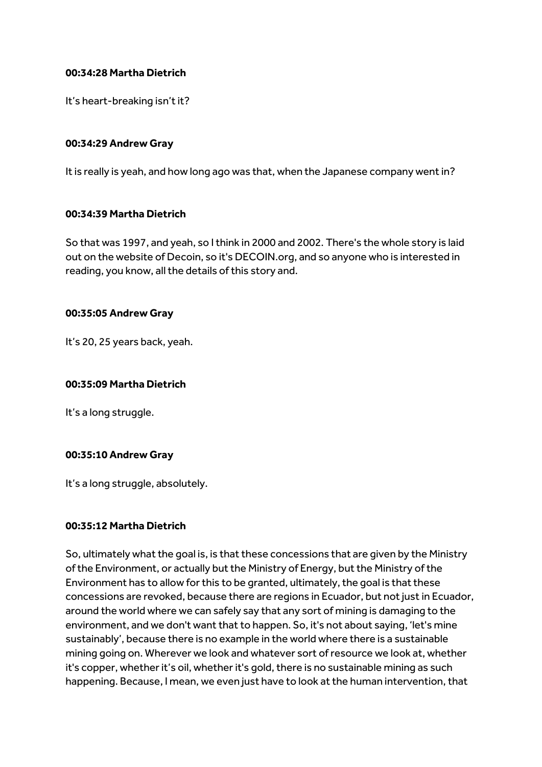**00:34:28 Martha Dietrich**

It's heart-breaking isn't it?

**00:34:29 Andrew Gray**

It is really is yeah, and how long ago was that, when the Japanese company went in?

**00:34:39 Martha Dietrich**

So that was 1997, and yeah, so I think in 2000 and 2002. There's the whole story is laid out on the website of Decoin, so it's DECOIN.org, and so anyone who is interested in reading, you know, all the details of this story and.

**00:35:05 Andrew Gray**

It's 20, 25 years back, yeah.

**00:35:09 Martha Dietrich**

It's a long struggle.

**00:35:10 Andrew Gray**

It's a long struggle, absolutely.

**00:35:12 Martha Dietrich**

So, ultimately what the goal is, is that these concessions that are given by the Ministry of the Environment, or actually but the Ministry of Energy, but the Ministry of the Environment has to allow for this to be granted, ultimately, the goal is that these concessions are revoked, because there are regions in Ecuador, but not just in Ecuador, around the world where we can safely say that any sort of mining is damaging to the environment, and we don't want that to happen. So, it's not about saying, 'let's mine sustainably', because there is no example in the world where there is a sustainable mining going on. Wherever we look and whatever sort of resource we look at, whether it's copper, whether it's oil, whether it's gold, there is no sustainable mining as such happening. Because, I mean, we even just have to look at the human intervention, that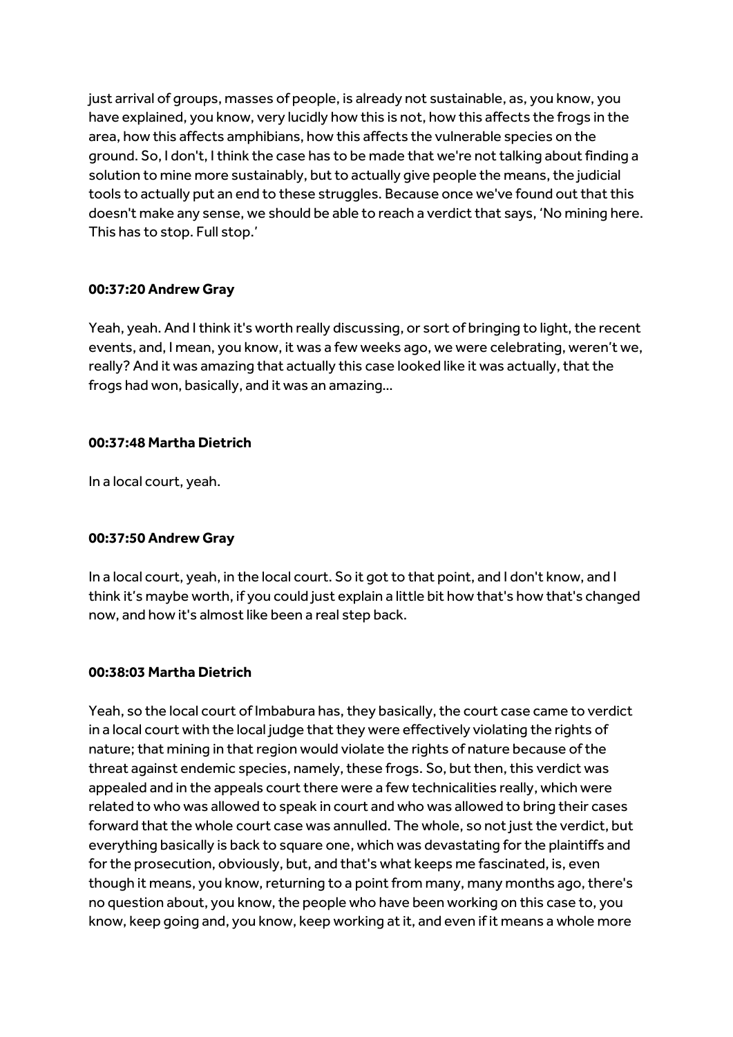just arrival of groups, masses of people, is already not sustainable, as, you know, you have explained, you know, very lucidly how this is not, how this affects the frogs in the area, how this affects amphibians, how this affects the vulnerable species on the ground. So, I don't, I think the case has to be made that we're not talking about finding a solution to mine more sustainably, but to actually give people the means, the judicial tools to actually put an end to these struggles. Because once we've found out that this doesn't make any sense, we should be able to reach a verdict that says, 'No mining here. This has to stop. Full stop.'

**00:37:20 Andrew Gray**

Yeah, yeah. And I think it's worth really discussing, or sort of bringing to light, the recent events, and, I mean, you know, it was a few weeks ago, we were celebrating, weren't we, really? And it was amazing that actually this case looked like it was actually, that the frogs had won, basically, and it was an amazing...

**00:37:48 Martha Dietrich**

In a local court, yeah.

**00:37:50 Andrew Gray**

In a local court, yeah, in the local court. So it got to that point, and I don't know, and I think it's maybe worth, if you could just explain a little bit how that's how that's changed now, and how it's almost like been a real step back.

**00:38:03 Martha Dietrich**

Yeah, so the local court of Imbabura has, they basically, the court case came to verdict in a local court with the local judge that they were effectively violating the rights of nature; that mining in that region would violate the rights of nature because of the threat against endemic species, namely, these frogs. So, but then, this verdict was appealed and in the appeals court there were a few technicalities really, which were related to who was allowed to speak in court and who was allowed to bring their cases forward that the whole court case was annulled. The whole, so not just the verdict, but everything basically is back to square one, which was devastating for the plaintiffs and for the prosecution, obviously, but, and that's what keeps me fascinated, is, even though it means, you know, returning to a point from many, many months ago, there's no question about, you know, the people who have been working on this case to, you know, keep going and, you know, keep working at it, and even if it means a whole more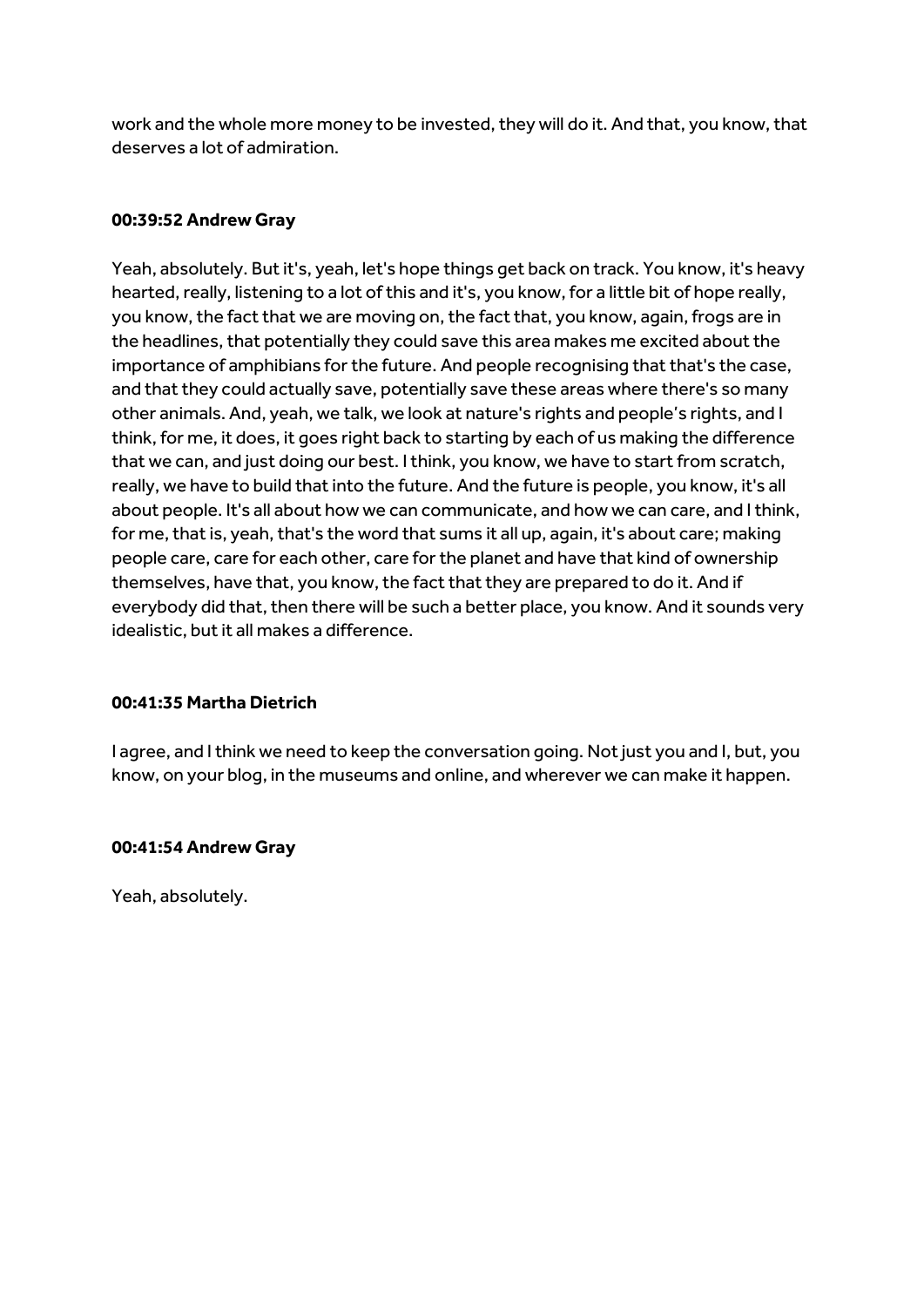work and the whole more money to be invested, they will do it. And that, you know, that deserves a lot of admiration.

**00:39:52 Andrew Gray**

Yeah, absolutely. But it's, yeah, let's hope things get back on track. You know, it's heavy hearted, really, listening to a lot of this and it's, you know, for a little bit of hope really, you know, the fact that we are moving on, the fact that, you know, again, frogs are in the headlines, that potentially they could save this area makes me excited about the importance of amphibians for the future. And people recognising that that's the case, and that they could actually save, potentially save these areas where there's so many other animals. And, yeah, we talk, we look at nature's rights and people's rights, and I think, for me, it does, it goes right back to starting by each of us making the difference that we can, and just doing our best. I think, you know, we have to start from scratch, really, we have to build that into the future. And the future is people, you know, it's all about people. It's all about how we can communicate, and how we can care, and I think, for me, that is, yeah, that's the word that sums it all up, again, it's about care; making people care, care for each other, care for the planet and have that kind of ownership themselves, have that, you know, the fact that they are prepared to do it. And if everybody did that, then there will be such a better place, you know. And it sounds very idealistic, but it all makes a difference.

**00:41:35 Martha Dietrich**

I agree, and I think we need to keep the conversation going. Not just you and I, but, you know, on your blog, in the museums and online, and wherever we can make it happen.

**00:41:54 Andrew Gray**

Yeah, absolutely.